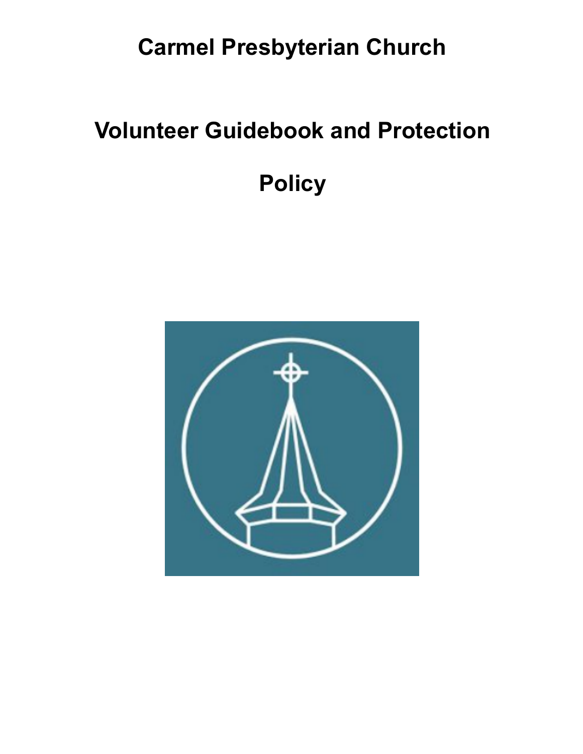# Carmel Presbyterian Church

# Volunteer Guidebook and Protection Policy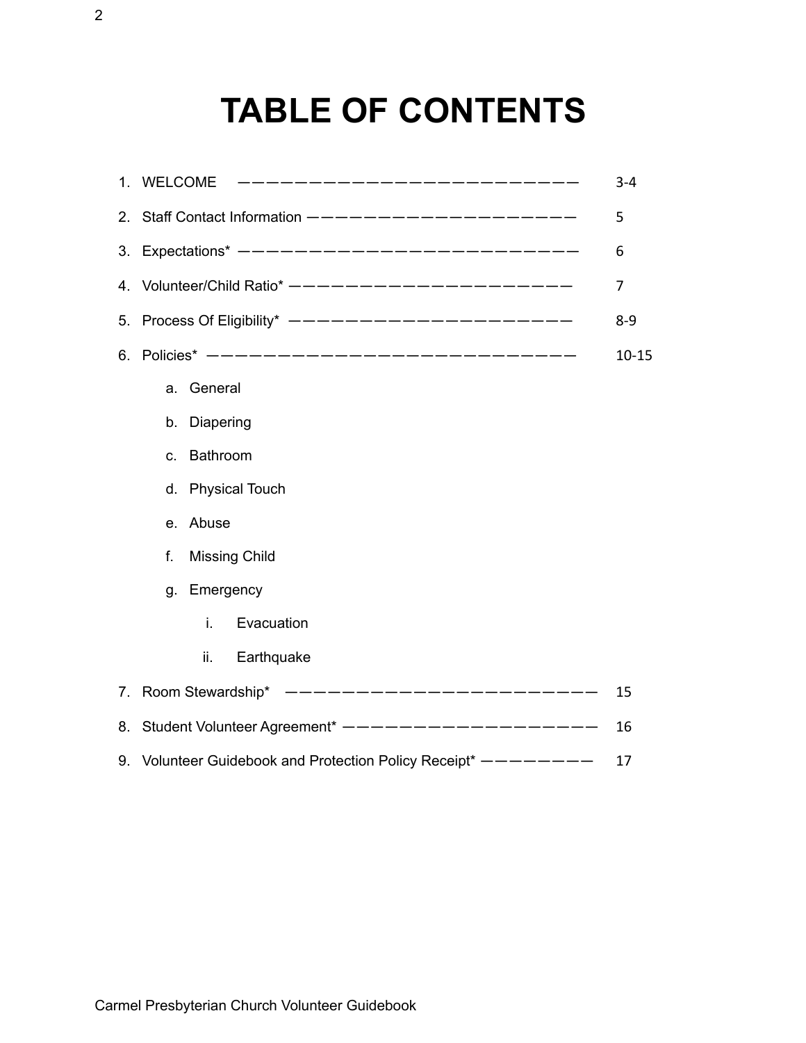# TABLE OF CONTENTS

1. WELCOME ————————————————————————— 3-4
2. Staff Contact Information ——————————————————— 5
3. Expectations* —————————————————————————— 6
4. Volunteer/Child Ratio* ——————————————————— 7
5. Process Of Eligibility* ——————————————————— 8-9
6. Policies* ——————————————————————————— 10-15
    a. General
    b. Diapering
    c. Bathroom
    d. Physical Touch
    e. Abuse
    f. Missing Child
    g. Emergency
        i. Evacuation
        ii. Earthquake
7. Room Stewardship* ——————————————————————— 15
8. Student Volunteer Agreement* ———————————————— 16
9. Volunteer Guidebook and Protection Policy Receipt* ———————— 17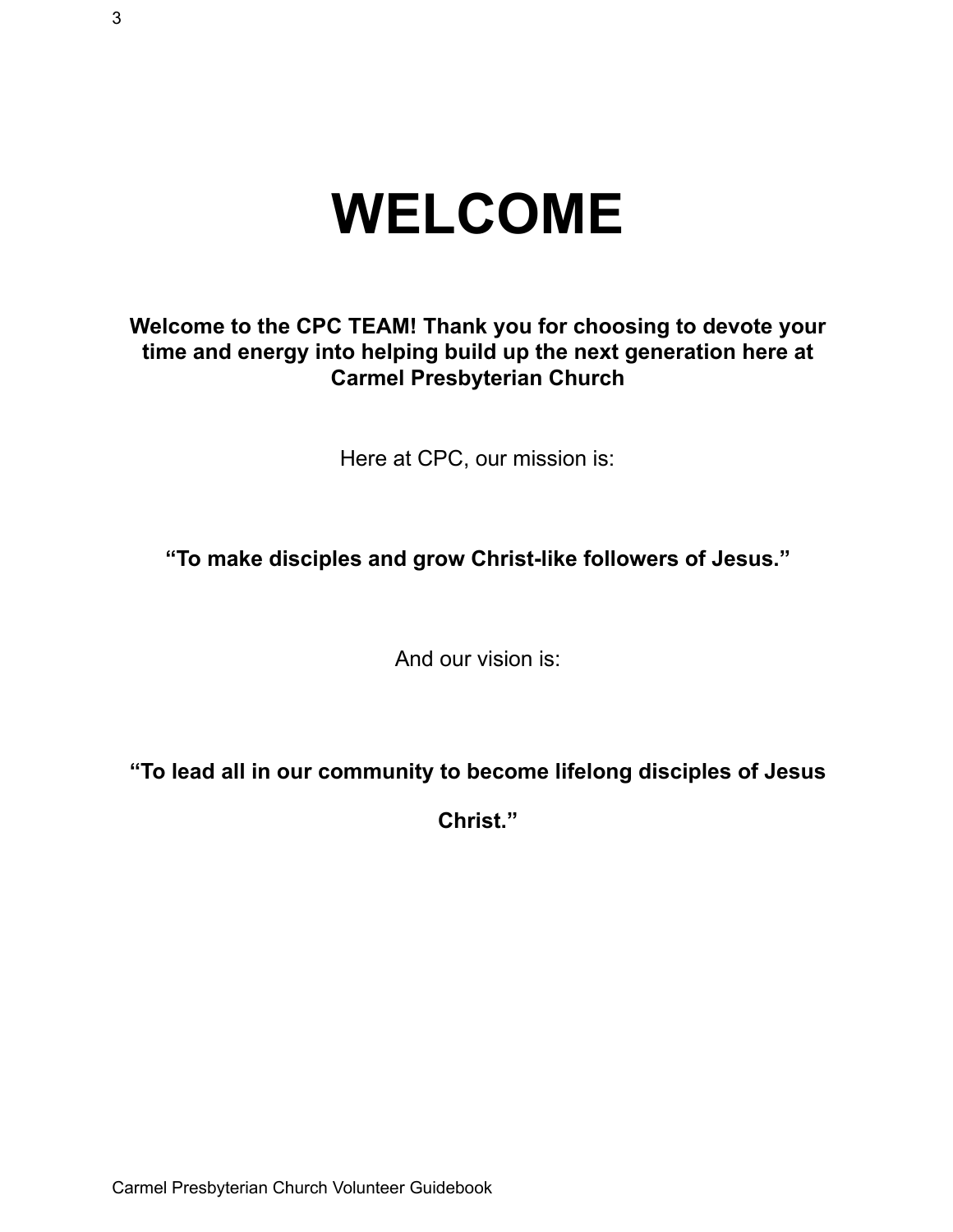# WELCOME

**Welcome to the CPC TEAM! Thank you for choosing to devote your time and energy into helping build up the next generation here at Carmel Presbyterian Church**

Here at CPC, our mission is:

**"To make disciples and grow Christ-like followers of Jesus."**

And our vision is:

**"To lead all in our community to become lifelong disciples of Jesus Christ."**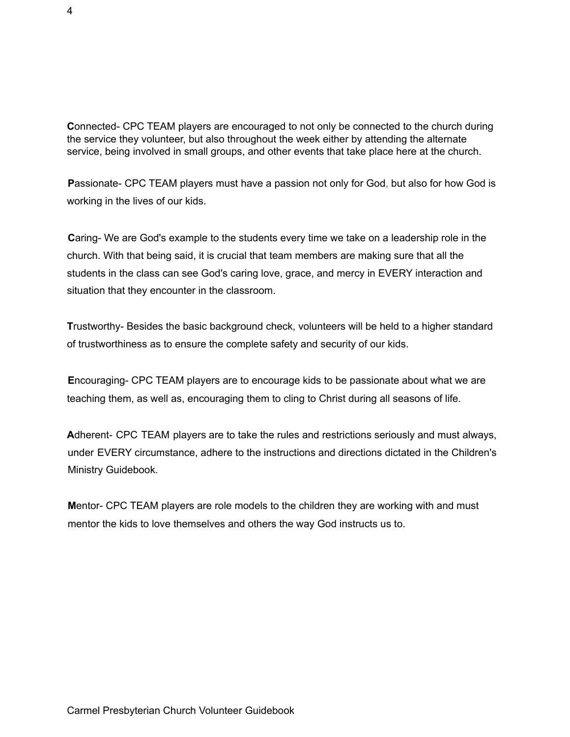**C**onnected- CPC TEAM players are encouraged to not only be connected to the church during the service they volunteer, but also throughout the week either by attending the alternate service, being involved in small groups, and other events that take place here at the church.

**P**assionate- CPC TEAM players must have a passion not only for God, but also for how God is working in the lives of our kids.

**C**aring- We are God's example to the students every time we take on a leadership role in the church. With that being said, it is crucial that team members are making sure that all the students in the class can see God's caring love, grace, and mercy in EVERY interaction and situation that they encounter in the classroom.

**T**rustworthy- Besides the basic background check, volunteers will be held to a higher standard of trustworthiness as to ensure the complete safety and security of our kids.

**E**ncouraging- CPC TEAM players are to encourage kids to be passionate about what we are teaching them, as well as, encouraging them to cling to Christ during all seasons of life.

**A**dherent- CPC TEAM players are to take the rules and restrictions seriously and must always, under EVERY circumstance, adhere to the instructions and directions dictated in the Children's Ministry Guidebook.

**M**entor- CPC TEAM players are role models to the children they are working with and must mentor the kids to love themselves and others the way God instructs us to.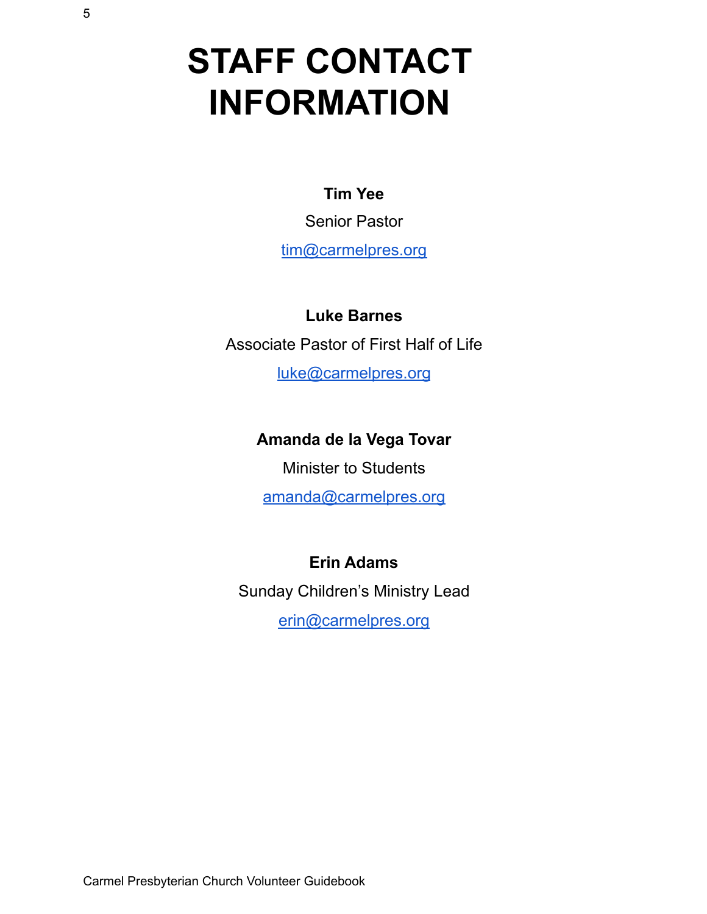# STAFF CONTACT INFORMATION

**Tim Yee**

Senior Pastor

tim@carmelpres.org

**Luke Barnes**

Associate Pastor of First Half of Life

luke@carmelpres.org

**Amanda de la Vega Tovar**

Minister to Students

amanda@carmelpres.org

**Erin Adams**

Sunday Children's Ministry Lead

erin@carmelpres.org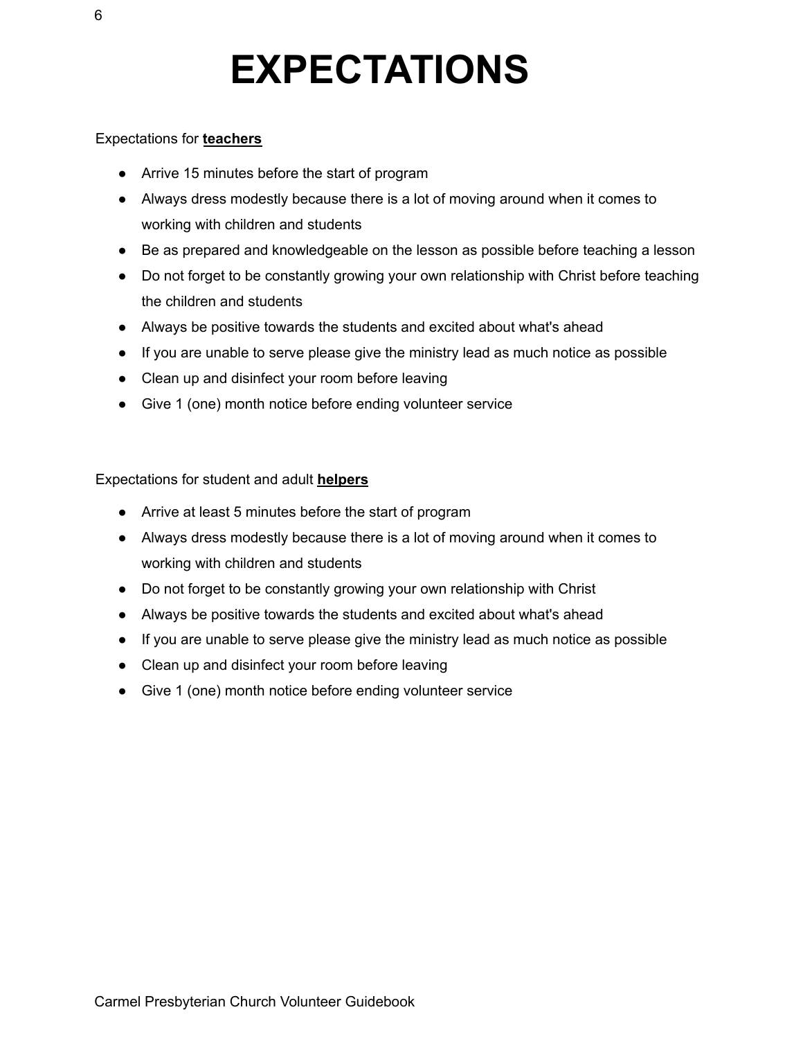# EXPECTATIONS

Expectations for **<u>teachers</u>**

- Arrive 15 minutes before the start of program
- Always dress modestly because there is a lot of moving around when it comes to working with children and students
- Be as prepared and knowledgeable on the lesson as possible before teaching a lesson
- Do not forget to be constantly growing your own relationship with Christ before teaching the children and students
- Always be positive towards the students and excited about what's ahead
- If you are unable to serve please give the ministry lead as much notice as possible
- Clean up and disinfect your room before leaving
- Give 1 (one) month notice before ending volunteer service

Expectations for student and adult **<u>helpers</u>**

- Arrive at least 5 minutes before the start of program
- Always dress modestly because there is a lot of moving around when it comes to working with children and students
- Do not forget to be constantly growing your own relationship with Christ
- Always be positive towards the students and excited about what's ahead
- If you are unable to serve please give the ministry lead as much notice as possible
- Clean up and disinfect your room before leaving
- Give 1 (one) month notice before ending volunteer service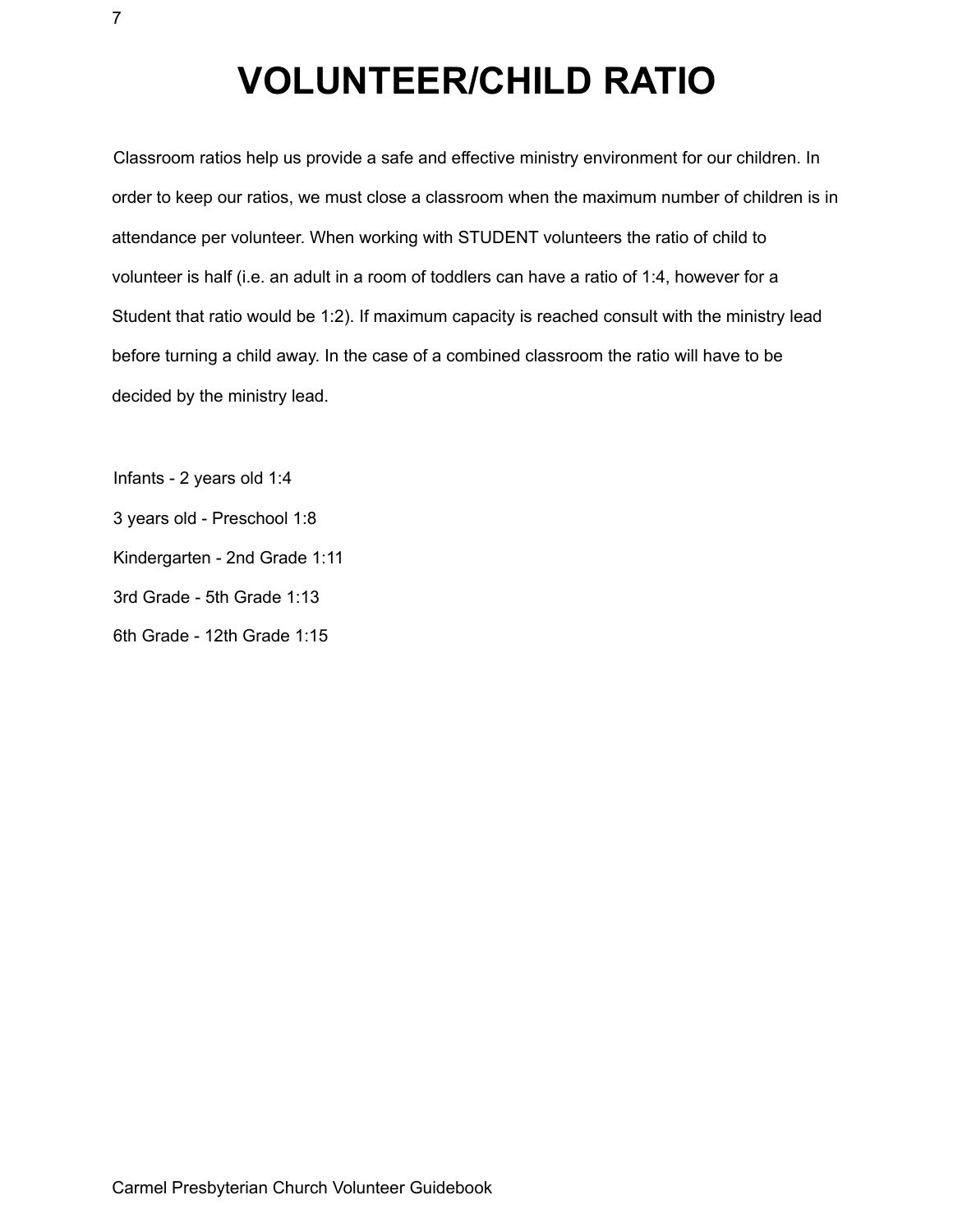# VOLUNTEER/CHILD RATIO

Classroom ratios help us provide a safe and effective ministry environment for our children. In order to keep our ratios, we must close a classroom when the maximum number of children is in attendance per volunteer. When working with STUDENT volunteers the ratio of child to volunteer is half (i.e. an adult in a room of toddlers can have a ratio of 1:4, however for a Student that ratio would be 1:2). If maximum capacity is reached consult with the ministry lead before turning a child away. In the case of a combined classroom the ratio will have to be decided by the ministry lead.

Infants - 2 years old 1:4

3 years old - Preschool 1:8

Kindergarten - 2nd Grade 1:11

3rd Grade - 5th Grade 1:13

6th Grade - 12th Grade 1:15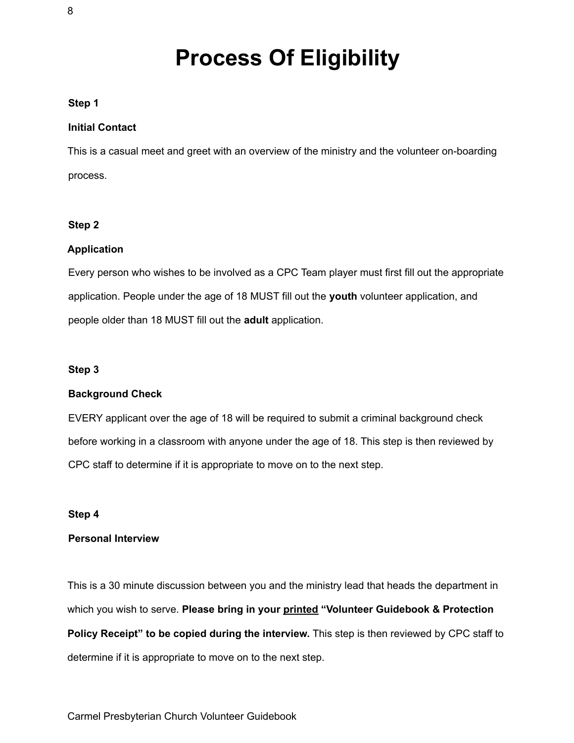# Process Of Eligibility

**Step 1**

**Initial Contact**

This is a casual meet and greet with an overview of the ministry and the volunteer on-boarding process.

**Step 2**

**Application**

Every person who wishes to be involved as a CPC Team player must first fill out the appropriate application. People under the age of 18 MUST fill out the **youth** volunteer application, and people older than 18 MUST fill out the **adult** application.

**Step 3**

**Background Check**

EVERY applicant over the age of 18 will be required to submit a criminal background check before working in a classroom with anyone under the age of 18. This step is then reviewed by CPC staff to determine if it is appropriate to move on to the next step.

**Step 4**

**Personal Interview**

This is a 30 minute discussion between you and the ministry lead that heads the department in which you wish to serve. **Please bring in your <u>printed</u> "Volunteer Guidebook & Protection Policy Receipt" to be copied during the interview.** This step is then reviewed by CPC staff to determine if it is appropriate to move on to the next step.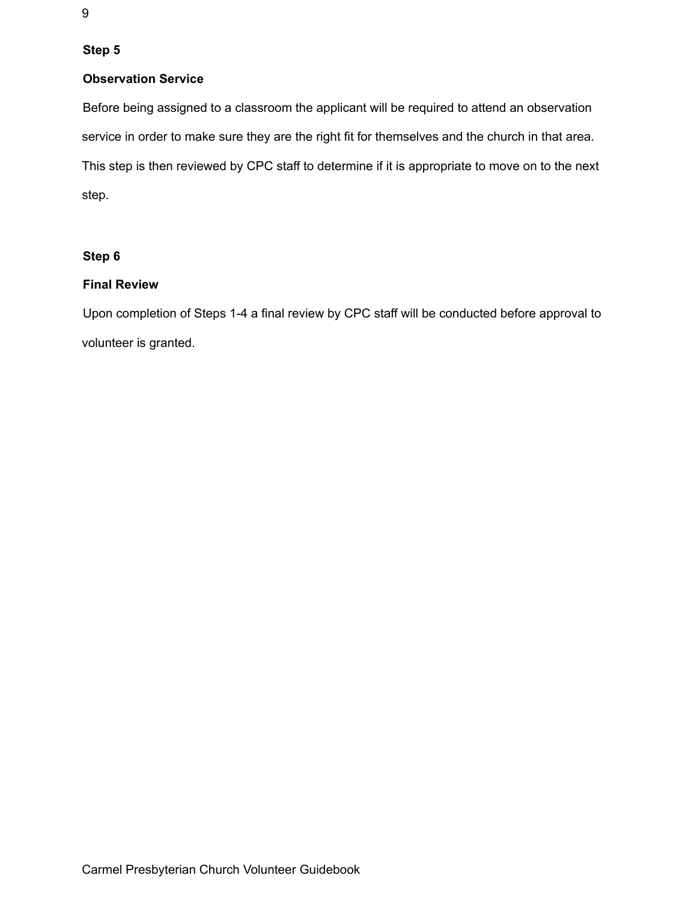**Step 5**

**Observation Service**

Before being assigned to a classroom the applicant will be required to attend an observation service in order to make sure they are the right fit for themselves and the church in that area. This step is then reviewed by CPC staff to determine if it is appropriate to move on to the next step.

**Step 6**

**Final Review**

Upon completion of Steps 1-4 a final review by CPC staff will be conducted before approval to volunteer is granted.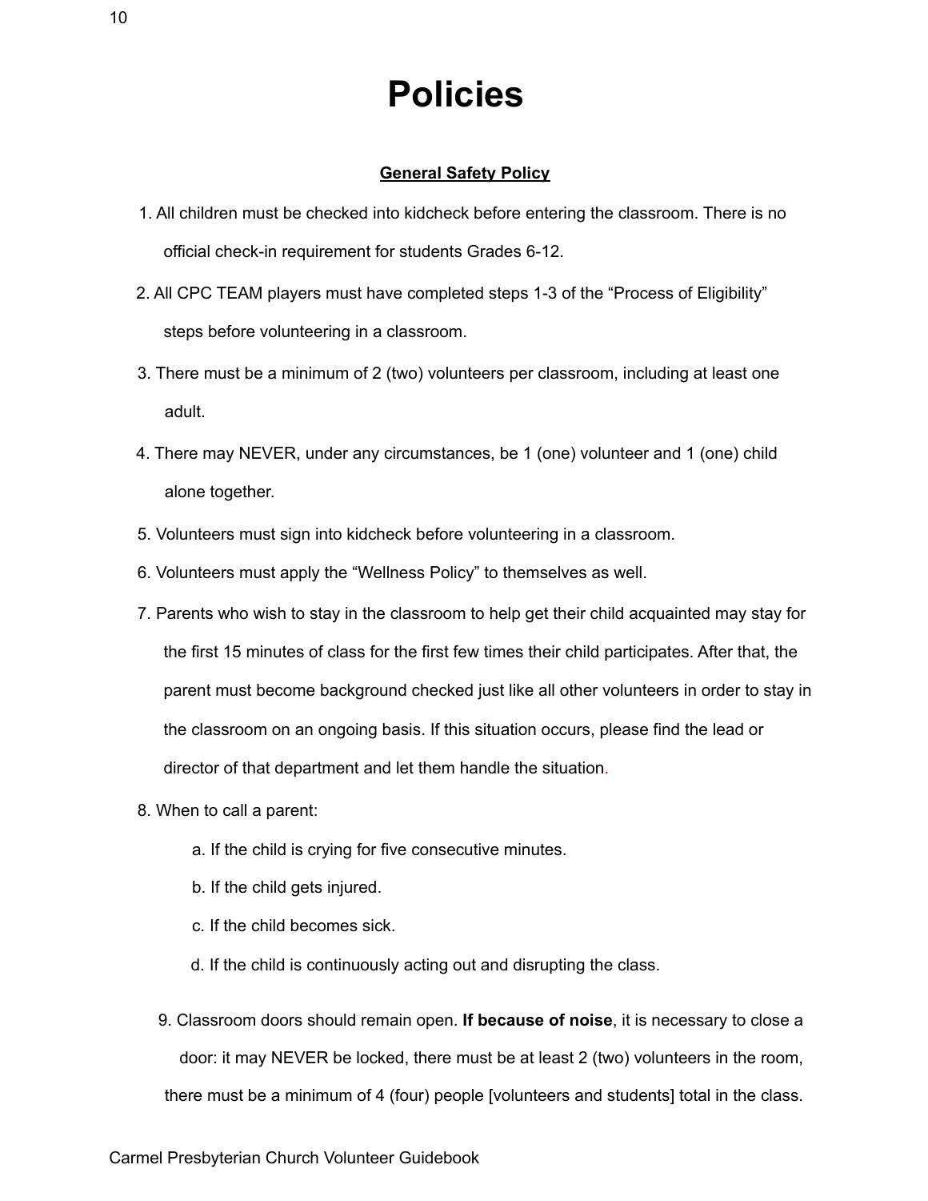# Policies

**General Safety Policy**

1. All children must be checked into kidcheck before entering the classroom. There is no official check-in requirement for students Grades 6-12.
2. All CPC TEAM players must have completed steps 1-3 of the "Process of Eligibility" steps before volunteering in a classroom.
3. There must be a minimum of 2 (two) volunteers per classroom, including at least one adult.
4. There may NEVER, under any circumstances, be 1 (one) volunteer and 1 (one) child alone together.
5. Volunteers must sign into kidcheck before volunteering in a classroom.
6. Volunteers must apply the "Wellness Policy" to themselves as well.
7. Parents who wish to stay in the classroom to help get their child acquainted may stay for the first 15 minutes of class for the first few times their child participates. After that, the parent must become background checked just like all other volunteers in order to stay in the classroom on an ongoing basis. If this situation occurs, please find the lead or director of that department and let them handle the situation.
8. When to call a parent:
   a. If the child is crying for five consecutive minutes.
   b. If the child gets injured.
   c. If the child becomes sick.
   d. If the child is continuously acting out and disrupting the class.
9. Classroom doors should remain open. **If because of noise**, it is necessary to close a door: it may NEVER be locked, there must be at least 2 (two) volunteers in the room, there must be a minimum of 4 (four) people [volunteers and students] total in the class.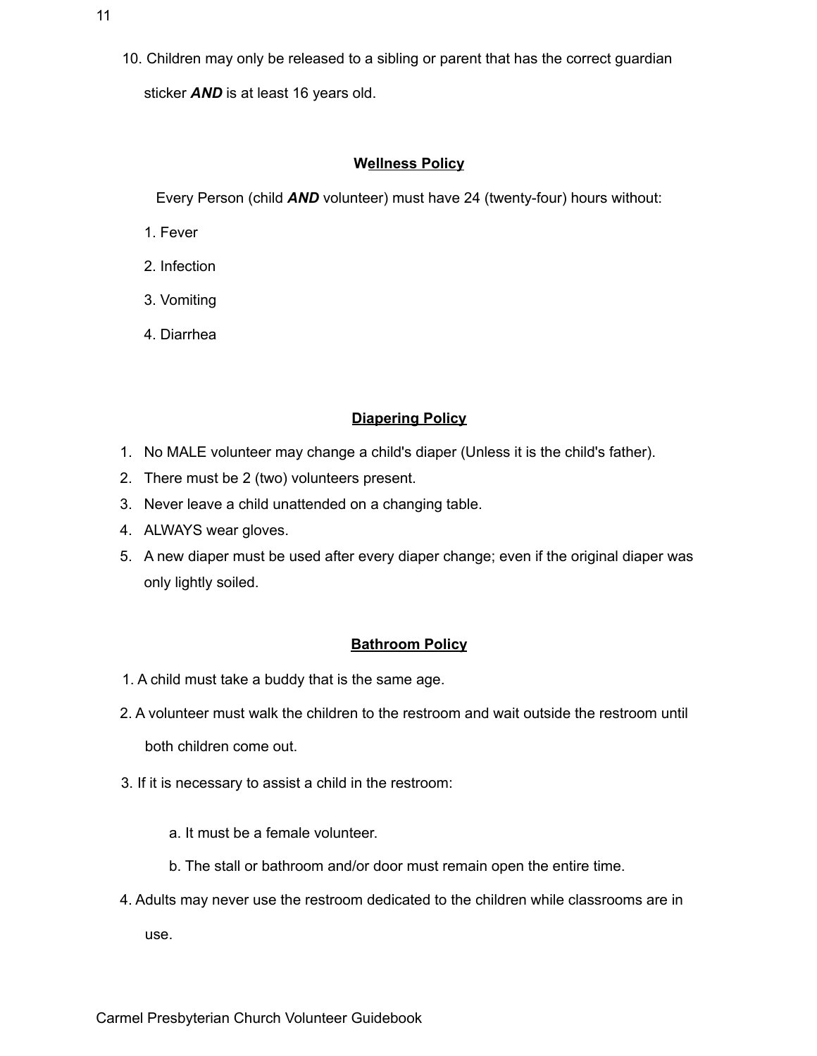10. Children may only be released to a sibling or parent that has the correct guardian sticker ***AND*** is at least 16 years old.

## **Wellness Policy**

Every Person (child ***AND*** volunteer) must have 24 (twenty-four) hours without:

1. Fever
2. Infection
3. Vomiting
4. Diarrhea

## **Diapering Policy**

1. No MALE volunteer may change a child's diaper (Unless it is the child's father).
2. There must be 2 (two) volunteers present.
3. Never leave a child unattended on a changing table.
4. ALWAYS wear gloves.
5. A new diaper must be used after every diaper change; even if the original diaper was only lightly soiled.

## **Bathroom Policy**

1. A child must take a buddy that is the same age.
2. A volunteer must walk the children to the restroom and wait outside the restroom until both children come out.
3. If it is necessary to assist a child in the restroom:

   a. It must be a female volunteer.

   b. The stall or bathroom and/or door must remain open the entire time.

4. Adults may never use the restroom dedicated to the children while classrooms are in use.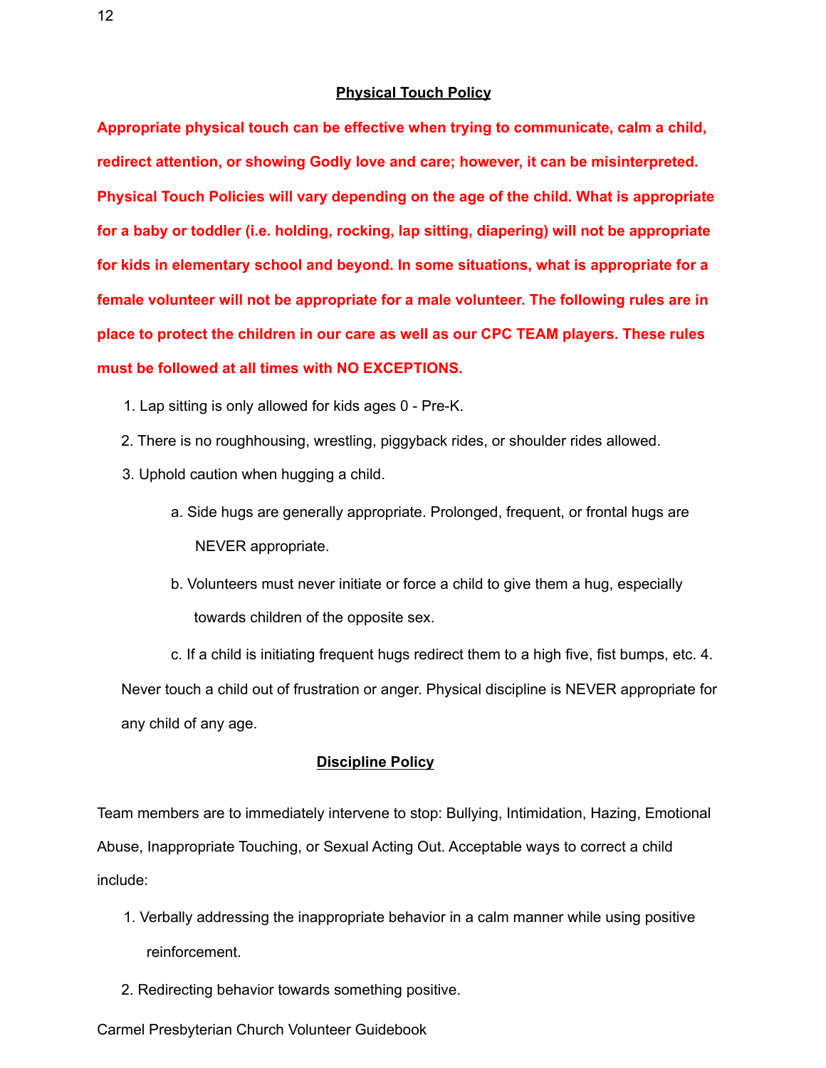## Physical Touch Policy

**Appropriate physical touch can be effective when trying to communicate, calm a child, redirect attention, or showing Godly love and care; however, it can be misinterpreted. Physical Touch Policies will vary depending on the age of the child. What is appropriate for a baby or toddler (i.e. holding, rocking, lap sitting, diapering) will not be appropriate for kids in elementary school and beyond. In some situations, what is appropriate for a female volunteer will not be appropriate for a male volunteer. The following rules are in place to protect the children in our care as well as our CPC TEAM players. These rules must be followed at all times with NO EXCEPTIONS.**

1. Lap sitting is only allowed for kids ages 0 - Pre-K.
2. There is no roughhousing, wrestling, piggyback rides, or shoulder rides allowed.
3. Uphold caution when hugging a child.
   a. Side hugs are generally appropriate. Prolonged, frequent, or frontal hugs are NEVER appropriate.
   b. Volunteers must never initiate or force a child to give them a hug, especially towards children of the opposite sex.
   c. If a child is initiating frequent hugs redirect them to a high five, fist bumps, etc.
4. Never touch a child out of frustration or anger. Physical discipline is NEVER appropriate for any child of any age.

## Discipline Policy

Team members are to immediately intervene to stop: Bullying, Intimidation, Hazing, Emotional Abuse, Inappropriate Touching, or Sexual Acting Out. Acceptable ways to correct a child include:

1. Verbally addressing the inappropriate behavior in a calm manner while using positive reinforcement.
2. Redirecting behavior towards something positive.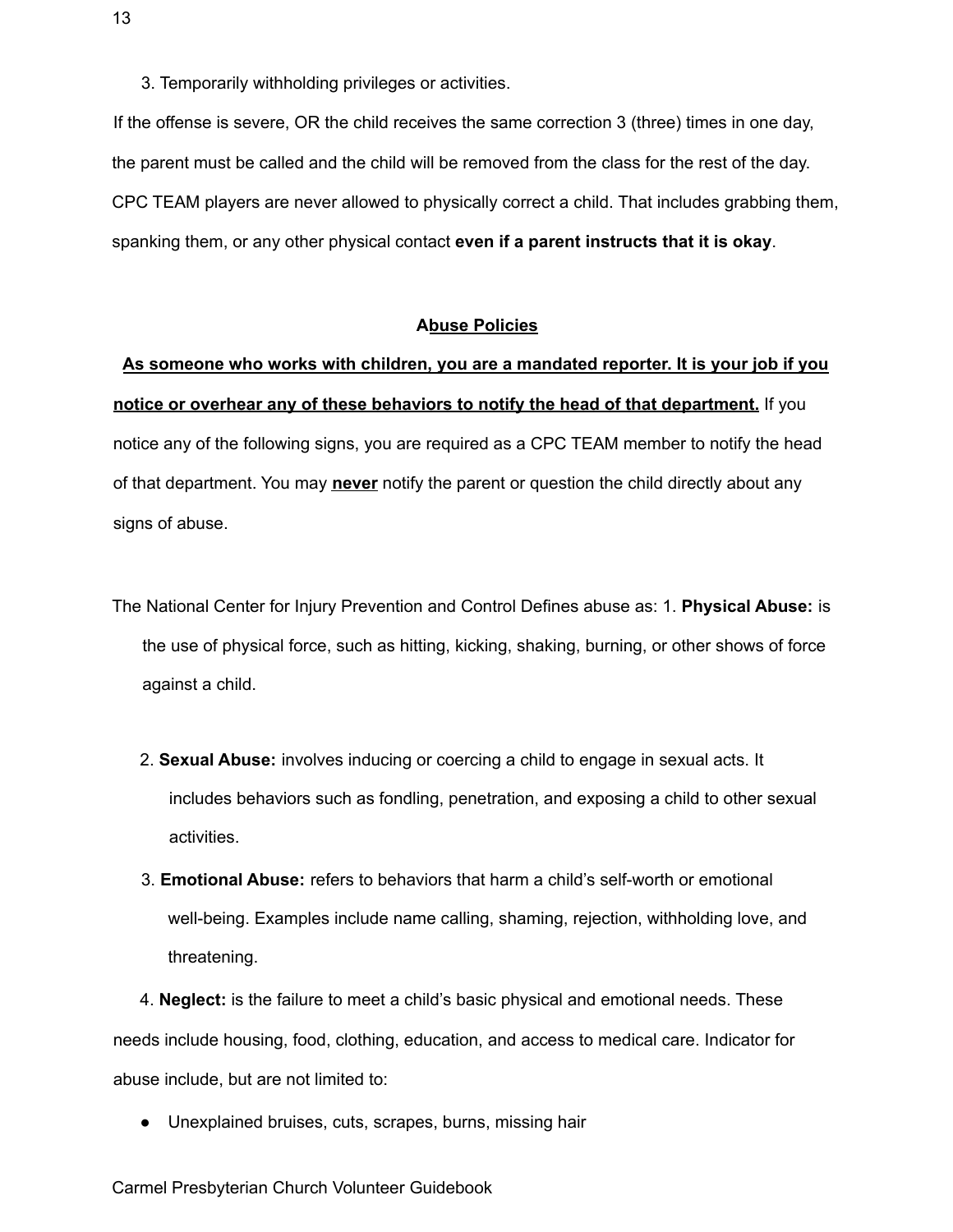3. Temporarily withholding privileges or activities.

If the offense is severe, OR the child receives the same correction 3 (three) times in one day, the parent must be called and the child will be removed from the class for the rest of the day. CPC TEAM players are never allowed to physically correct a child. That includes grabbing them, spanking them, or any other physical contact **even if a parent instructs that it is okay**.

## Abuse Policies

**As someone who works with children, you are a mandated reporter. It is your job if you notice or overhear any of these behaviors to notify the head of that department.** If you notice any of the following signs, you are required as a CPC TEAM member to notify the head of that department. You may **never** notify the parent or question the child directly about any signs of abuse.

The National Center for Injury Prevention and Control Defines abuse as:

1. **Physical Abuse:** is the use of physical force, such as hitting, kicking, shaking, burning, or other shows of force against a child.
2. **Sexual Abuse:** involves inducing or coercing a child to engage in sexual acts. It includes behaviors such as fondling, penetration, and exposing a child to other sexual activities.
3. **Emotional Abuse:** refers to behaviors that harm a child's self-worth or emotional well-being. Examples include name calling, shaming, rejection, withholding love, and threatening.
4. **Neglect:** is the failure to meet a child's basic physical and emotional needs. These needs include housing, food, clothing, education, and access to medical care.

Indicator for abuse include, but are not limited to:

- Unexplained bruises, cuts, scrapes, burns, missing hair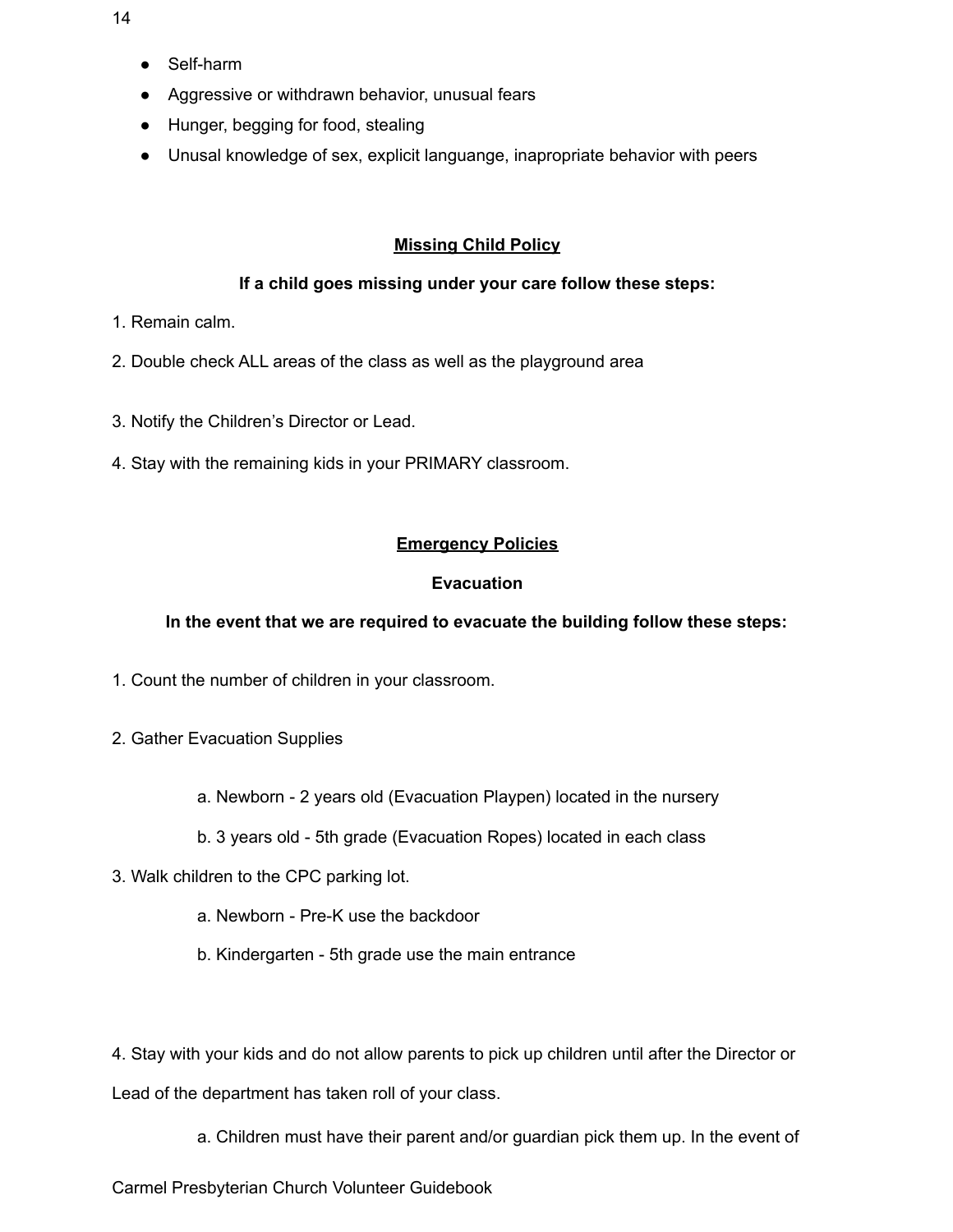- Self-harm
- Aggressive or withdrawn behavior, unusual fears
- Hunger, begging for food, stealing
- Unusal knowledge of sex, explicit languange, inapropriate behavior with peers

## Missing Child Policy

**If a child goes missing under your care follow these steps:**

1. Remain calm.
2. Double check ALL areas of the class as well as the playground area
3. Notify the Children's Director or Lead.
4. Stay with the remaining kids in your PRIMARY classroom.

## Emergency Policies

### Evacuation

**In the event that we are required to evacuate the building follow these steps:**

1. Count the number of children in your classroom.
2. Gather Evacuation Supplies
    a. Newborn - 2 years old (Evacuation Playpen) located in the nursery
    b. 3 years old - 5th grade (Evacuation Ropes) located in each class
3. Walk children to the CPC parking lot.
    a. Newborn - Pre-K use the backdoor
    b. Kindergarten - 5th grade use the main entrance
4. Stay with your kids and do not allow parents to pick up children until after the Director or Lead of the department has taken roll of your class.
    a. Children must have their parent and/or guardian pick them up. In the event of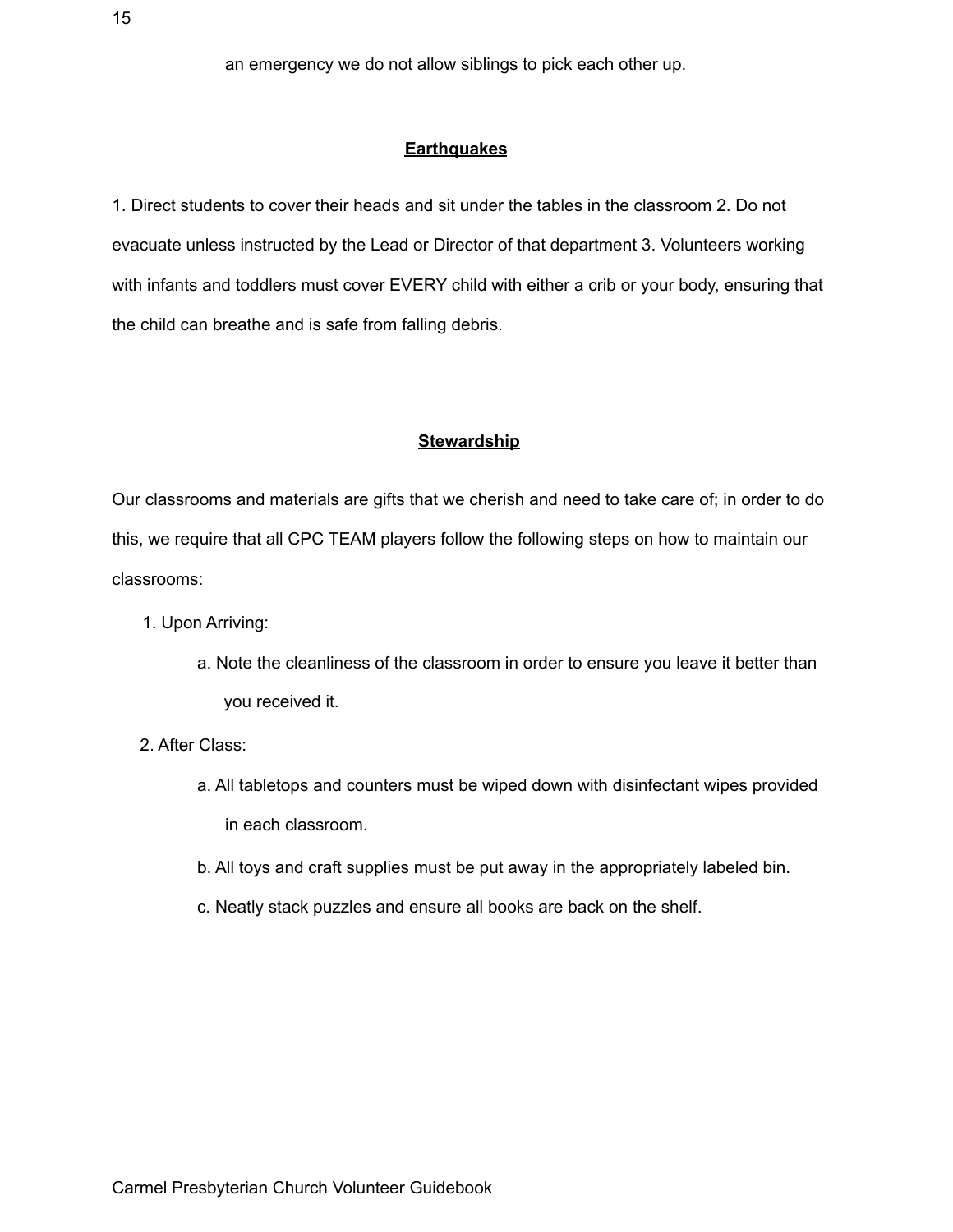an emergency we do not allow siblings to pick each other up.

## **Earthquakes**

1. Direct students to cover their heads and sit under the tables in the classroom 2. Do not evacuate unless instructed by the Lead or Director of that department 3. Volunteers working with infants and toddlers must cover EVERY child with either a crib or your body, ensuring that the child can breathe and is safe from falling debris.

## **Stewardship**

Our classrooms and materials are gifts that we cherish and need to take care of; in order to do this, we require that all CPC TEAM players follow the following steps on how to maintain our classrooms:

1. Upon Arriving:
   a. Note the cleanliness of the classroom in order to ensure you leave it better than you received it.
2. After Class:
   a. All tabletops and counters must be wiped down with disinfectant wipes provided in each classroom.
   b. All toys and craft supplies must be put away in the appropriately labeled bin.
   c. Neatly stack puzzles and ensure all books are back on the shelf.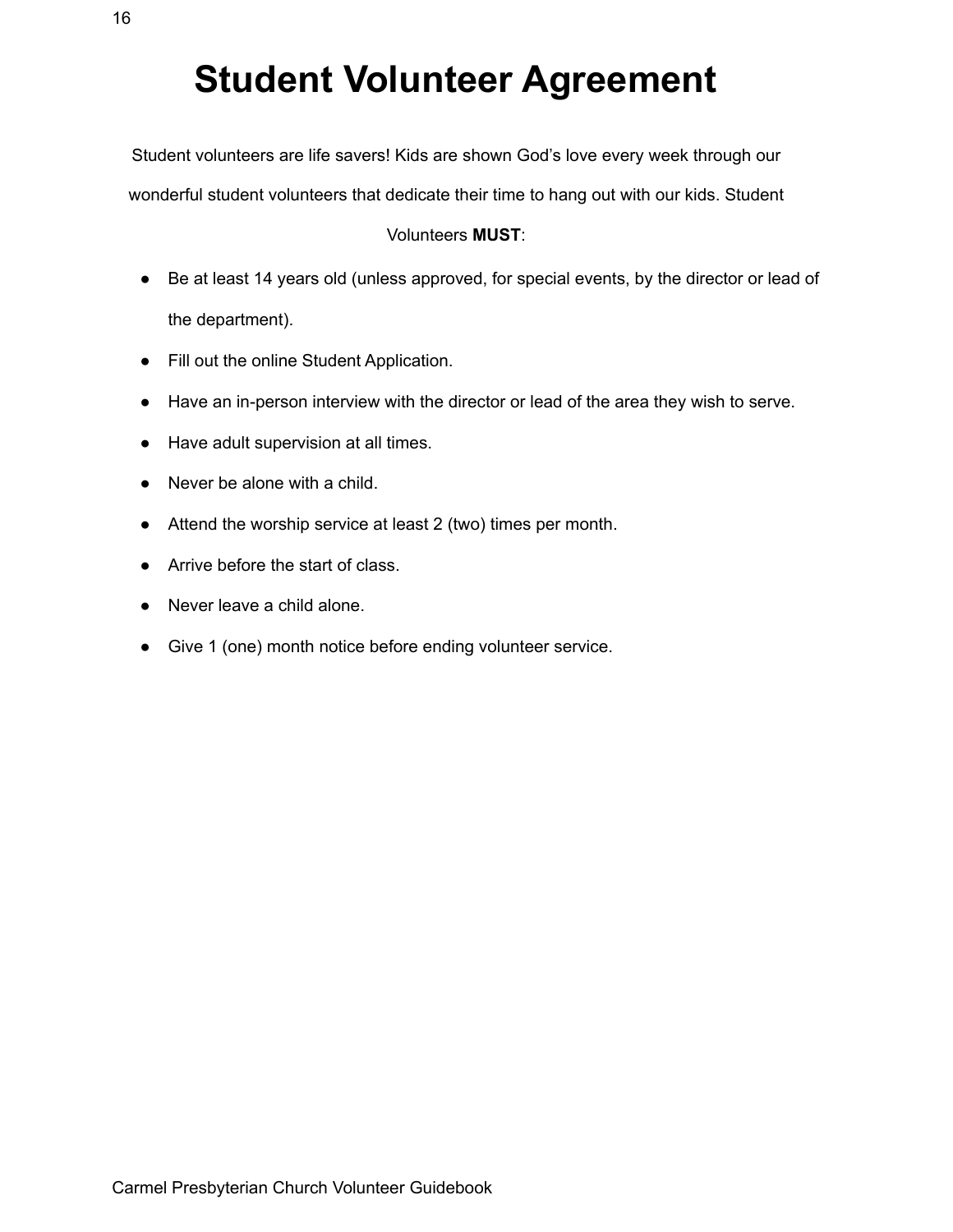# Student Volunteer Agreement

Student volunteers are life savers! Kids are shown God's love every week through our wonderful student volunteers that dedicate their time to hang out with our kids. Student Volunteers **MUST**:

- Be at least 14 years old (unless approved, for special events, by the director or lead of the department).
- Fill out the online Student Application.
- Have an in-person interview with the director or lead of the area they wish to serve.
- Have adult supervision at all times.
- Never be alone with a child.
- Attend the worship service at least 2 (two) times per month.
- Arrive before the start of class.
- Never leave a child alone.
- Give 1 (one) month notice before ending volunteer service.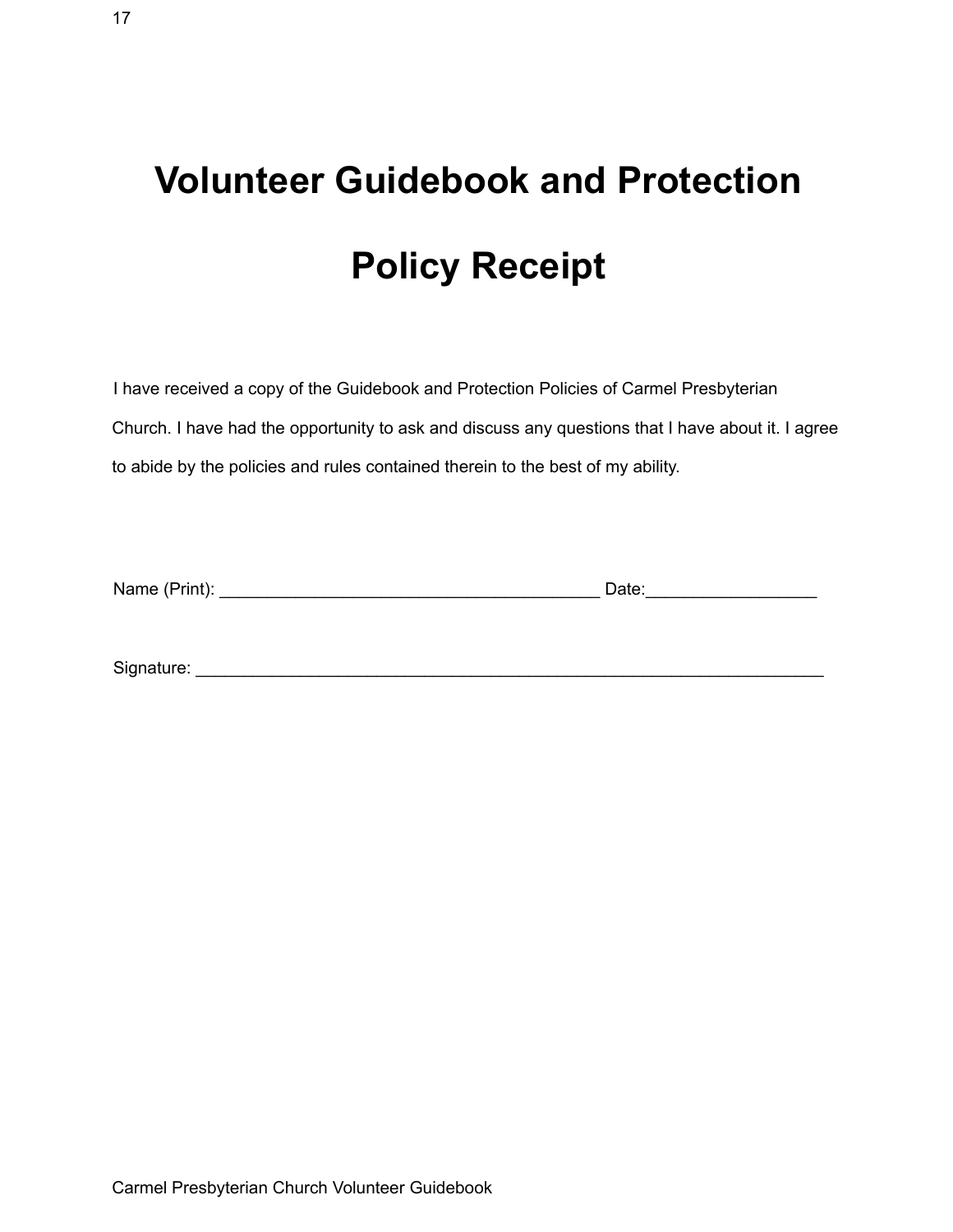# Volunteer Guidebook and Protection Policy Receipt

I have received a copy of the Guidebook and Protection Policies of Carmel Presbyterian Church. I have had the opportunity to ask and discuss any questions that I have about it. I agree to abide by the policies and rules contained therein to the best of my ability.

Name (Print): ________________________________________ Date:_________________

Signature: ___________________________________________________________________